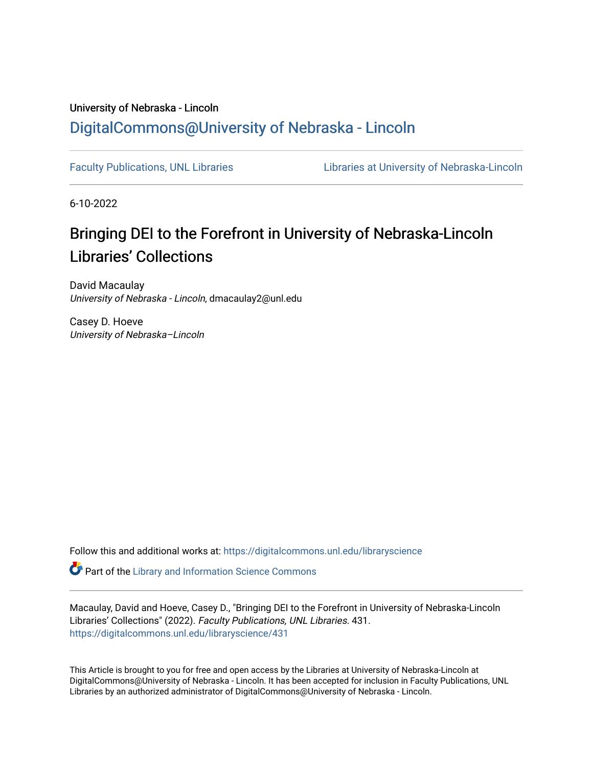University of Nebraska - Lincoln

## DigitalCommons@University of Nebraska - Lincoln

Faculty Publications, UNL Libraries | Libraries at University of Nebraska-Lincoln

6-10-2022

# Bringing DEI to the Forefront in University of Nebraska-Lincoln Libraries' Collections

David Macaulay
*University of Nebraska - Lincoln*, dmacaulay2@unl.edu

Casey D. Hoeve
*University of Nebraska–Lincoln*

Follow this and additional works at: https://digitalcommons.unl.edu/libraryscience

Part of the Library and Information Science Commons

Macaulay, David and Hoeve, Casey D., "Bringing DEI to the Forefront in University of Nebraska-Lincoln Libraries' Collections" (2022). *Faculty Publications, UNL Libraries*. 431.
https://digitalcommons.unl.edu/libraryscience/431

This Article is brought to you for free and open access by the Libraries at University of Nebraska-Lincoln at DigitalCommons@University of Nebraska - Lincoln. It has been accepted for inclusion in Faculty Publications, UNL Libraries by an authorized administrator of DigitalCommons@University of Nebraska - Lincoln.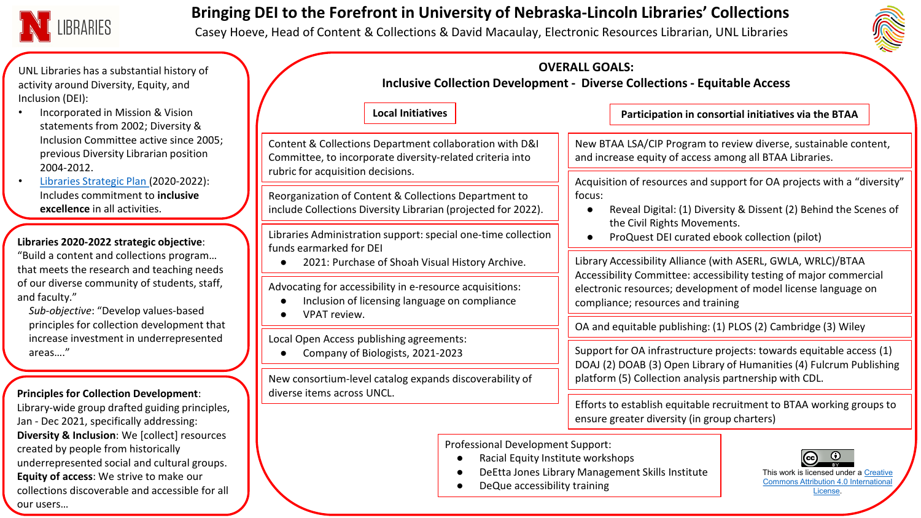# Bringing DEI to the Forefront in University of Nebraska-Lincoln Libraries' Collections

Casey Hoeve, Head of Content & Collections & David Macaulay, Electronic Resources Librarian, UNL Libraries

UNL Libraries has a substantial history of activity around Diversity, Equity, and Inclusion (DEI):

- Incorporated in Mission & Vision statements from 2002; Diversity & Inclusion Committee active since 2005; previous Diversity Librarian position 2004-2012.
- [Libraries Strategic Plan](#) (2020-2022): Includes commitment to **inclusive excellence** in all activities.

**Libraries 2020-2022 strategic objective**: "Build a content and collections program… that meets the research and teaching needs of our diverse community of students, staff, and faculty."

*Sub-objective*: "Develop values-based principles for collection development that increase investment in underrepresented areas…."

**Principles for Collection Development**: Library-wide group drafted guiding principles, Jan - Dec 2021, specifically addressing:
**Diversity & Inclusion**: We [collect] resources created by people from historically underrepresented social and cultural groups.
**Equity of access**: We strive to make our collections discoverable and accessible for all our users…

## OVERALL GOALS:

## Inclusive Collection Development - Diverse Collections - Equitable Access

### Local Initiatives

- Content & Collections Department collaboration with D&I Committee, to incorporate diversity-related criteria into rubric for acquisition decisions.
- Reorganization of Content & Collections Department to include Collections Diversity Librarian (projected for 2022).
- Libraries Administration support: special one-time collection funds earmarked for DEI
  - 2021: Purchase of Shoah Visual History Archive.
- Advocating for accessibility in e-resource acquisitions:
  - Inclusion of licensing language on compliance
  - VPAT review.
- Local Open Access publishing agreements:
  - Company of Biologists, 2021-2023
- New consortium-level catalog expands discoverability of diverse items across UNCL.

### Participation in consortial initiatives via the BTAA

- New BTAA LSA/CIP Program to review diverse, sustainable content, and increase equity of access among all BTAA Libraries.
- Acquisition of resources and support for OA projects with a "diversity" focus:
  - Reveal Digital: (1) Diversity & Dissent (2) Behind the Scenes of the Civil Rights Movements.
  - ProQuest DEI curated ebook collection (pilot)
- Library Accessibility Alliance (with ASERL, GWLA, WRLC)/BTAA Accessibility Committee: accessibility testing of major commercial electronic resources; development of model license language on compliance; resources and training
- OA and equitable publishing: (1) PLOS (2) Cambridge (3) Wiley
- Support for OA infrastructure projects: towards equitable access (1) DOAJ (2) DOAB (3) Open Library of Humanities (4) Fulcrum Publishing platform (5) Collection analysis partnership with CDL.
- Efforts to establish equitable recruitment to BTAA working groups to ensure greater diversity (in group charters)

Professional Development Support:

- Racial Equity Institute workshops
- DeEtta Jones Library Management Skills Institute
- DeQue accessibility training

This work is licensed under a Creative Commons Attribution 4.0 International License.